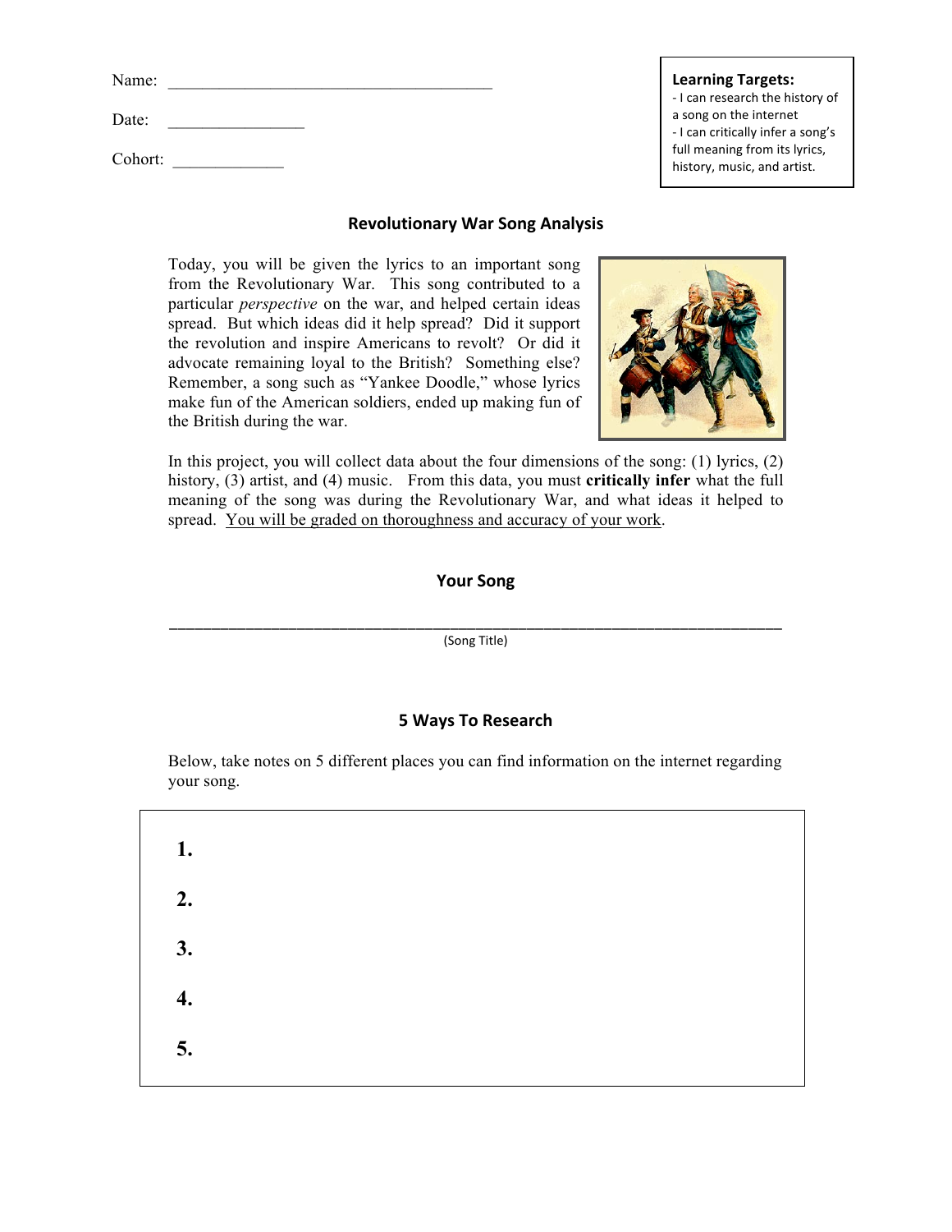Name: ______________________________________

Date: ________________

Cohort: _____________

**Learning Targets:**
- I can research the history of a song on the internet
- I can critically infer a song's full meaning from its lyrics, history, music, and artist.

## Revolutionary War Song Analysis

Today, you will be given the lyrics to an important song from the Revolutionary War. This song contributed to a particular *perspective* on the war, and helped certain ideas spread. But which ideas did it help spread? Did it support the revolution and inspire Americans to revolt? Or did it advocate remaining loyal to the British? Something else? Remember, a song such as "Yankee Doodle," whose lyrics make fun of the American soldiers, ended up making fun of the British during the war.

In this project, you will collect data about the four dimensions of the song: (1) lyrics, (2) history, (3) artist, and (4) music. From this data, you must **critically infer** what the full meaning of the song was during the Revolutionary War, and what ideas it helped to spread. <u>You will be graded on thoroughness and accuracy of your work</u>.

## Your Song

______________________________________________________________________

(Song Title)

## 5 Ways To Research

Below, take notes on 5 different places you can find information on the internet regarding your song.

**1.**

**2.**

**3.**

**4.**

**5.**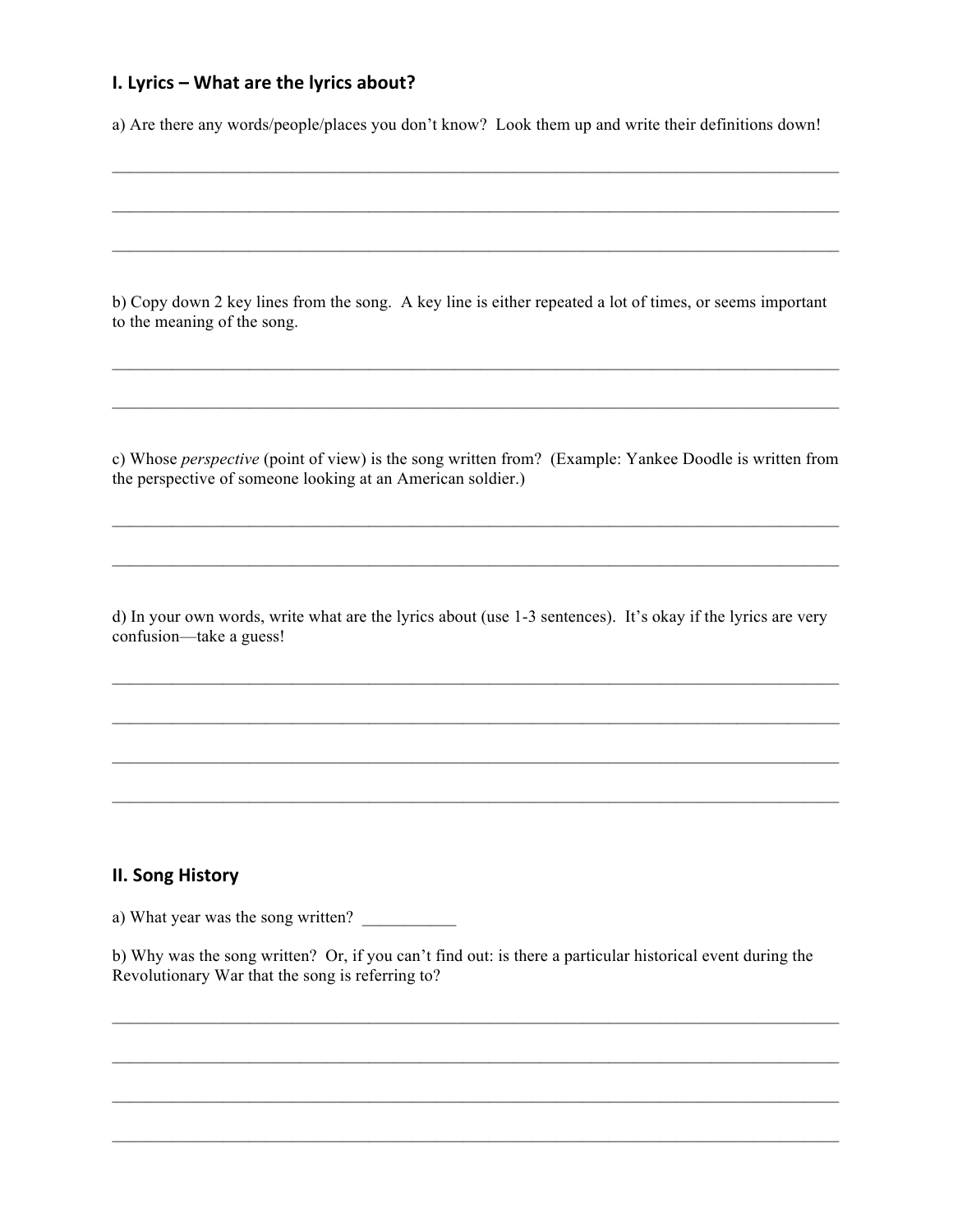## I. Lyrics – What are the lyrics about?

a) Are there any words/people/places you don't know? Look them up and write their definitions down!

_______________________________________________________________________________

_______________________________________________________________________________

_______________________________________________________________________________

b) Copy down 2 key lines from the song. A key line is either repeated a lot of times, or seems important to the meaning of the song.

_______________________________________________________________________________

_______________________________________________________________________________

c) Whose *perspective* (point of view) is the song written from? (Example: Yankee Doodle is written from the perspective of someone looking at an American soldier.)

_______________________________________________________________________________

_______________________________________________________________________________

d) In your own words, write what are the lyrics about (use 1-3 sentences). It's okay if the lyrics are very confusion—take a guess!

_______________________________________________________________________________

_______________________________________________________________________________

_______________________________________________________________________________

_______________________________________________________________________________

## II. Song History

a) What year was the song written? ___________

b) Why was the song written? Or, if you can't find out: is there a particular historical event during the Revolutionary War that the song is referring to?

_______________________________________________________________________________

_______________________________________________________________________________

_______________________________________________________________________________

_______________________________________________________________________________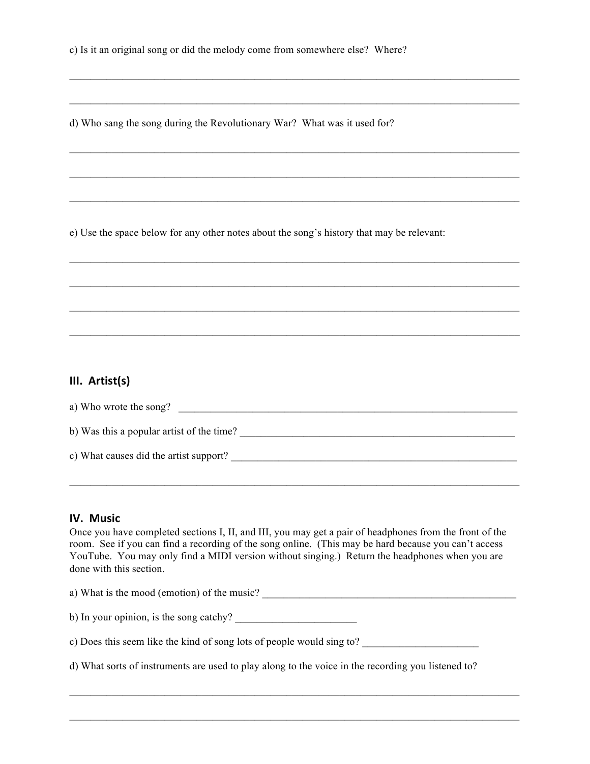c) Is it an original song or did the melody come from somewhere else? Where?

\_\_\_\_\_\_\_\_\_\_\_\_\_\_\_\_\_\_\_\_\_\_\_\_\_\_\_\_\_\_\_\_\_\_\_\_\_\_\_\_\_\_\_\_\_\_\_\_\_\_\_\_\_\_\_\_\_\_\_\_\_\_\_\_\_\_\_\_\_\_\_\_\_\_\_\_\_\_\_\_\_\_\_\_

\_\_\_\_\_\_\_\_\_\_\_\_\_\_\_\_\_\_\_\_\_\_\_\_\_\_\_\_\_\_\_\_\_\_\_\_\_\_\_\_\_\_\_\_\_\_\_\_\_\_\_\_\_\_\_\_\_\_\_\_\_\_\_\_\_\_\_\_\_\_\_\_\_\_\_\_\_\_\_\_\_\_\_\_

d) Who sang the song during the Revolutionary War? What was it used for?

\_\_\_\_\_\_\_\_\_\_\_\_\_\_\_\_\_\_\_\_\_\_\_\_\_\_\_\_\_\_\_\_\_\_\_\_\_\_\_\_\_\_\_\_\_\_\_\_\_\_\_\_\_\_\_\_\_\_\_\_\_\_\_\_\_\_\_\_\_\_\_\_\_\_\_\_\_\_\_\_\_\_\_\_

\_\_\_\_\_\_\_\_\_\_\_\_\_\_\_\_\_\_\_\_\_\_\_\_\_\_\_\_\_\_\_\_\_\_\_\_\_\_\_\_\_\_\_\_\_\_\_\_\_\_\_\_\_\_\_\_\_\_\_\_\_\_\_\_\_\_\_\_\_\_\_\_\_\_\_\_\_\_\_\_\_\_\_\_

\_\_\_\_\_\_\_\_\_\_\_\_\_\_\_\_\_\_\_\_\_\_\_\_\_\_\_\_\_\_\_\_\_\_\_\_\_\_\_\_\_\_\_\_\_\_\_\_\_\_\_\_\_\_\_\_\_\_\_\_\_\_\_\_\_\_\_\_\_\_\_\_\_\_\_\_\_\_\_\_\_\_\_\_

e) Use the space below for any other notes about the song's history that may be relevant:

\_\_\_\_\_\_\_\_\_\_\_\_\_\_\_\_\_\_\_\_\_\_\_\_\_\_\_\_\_\_\_\_\_\_\_\_\_\_\_\_\_\_\_\_\_\_\_\_\_\_\_\_\_\_\_\_\_\_\_\_\_\_\_\_\_\_\_\_\_\_\_\_\_\_\_\_\_\_\_\_\_\_\_\_

\_\_\_\_\_\_\_\_\_\_\_\_\_\_\_\_\_\_\_\_\_\_\_\_\_\_\_\_\_\_\_\_\_\_\_\_\_\_\_\_\_\_\_\_\_\_\_\_\_\_\_\_\_\_\_\_\_\_\_\_\_\_\_\_\_\_\_\_\_\_\_\_\_\_\_\_\_\_\_\_\_\_\_\_

\_\_\_\_\_\_\_\_\_\_\_\_\_\_\_\_\_\_\_\_\_\_\_\_\_\_\_\_\_\_\_\_\_\_\_\_\_\_\_\_\_\_\_\_\_\_\_\_\_\_\_\_\_\_\_\_\_\_\_\_\_\_\_\_\_\_\_\_\_\_\_\_\_\_\_\_\_\_\_\_\_\_\_\_

\_\_\_\_\_\_\_\_\_\_\_\_\_\_\_\_\_\_\_\_\_\_\_\_\_\_\_\_\_\_\_\_\_\_\_\_\_\_\_\_\_\_\_\_\_\_\_\_\_\_\_\_\_\_\_\_\_\_\_\_\_\_\_\_\_\_\_\_\_\_\_\_\_\_\_\_\_\_\_\_\_\_\_\_

## III. Artist(s)

a) Who wrote the song? \_\_\_\_\_\_\_\_\_\_\_\_\_\_\_\_\_\_\_\_\_\_\_\_\_\_\_\_\_\_\_\_\_\_\_\_\_\_\_\_\_\_\_\_\_\_\_\_\_\_\_\_\_\_\_\_\_\_\_\_\_\_\_\_

b) Was this a popular artist of the time? \_\_\_\_\_\_\_\_\_\_\_\_\_\_\_\_\_\_\_\_\_\_\_\_\_\_\_\_\_\_\_\_\_\_\_\_\_\_\_\_\_\_\_\_\_\_\_\_\_\_\_\_

c) What causes did the artist support? \_\_\_\_\_\_\_\_\_\_\_\_\_\_\_\_\_\_\_\_\_\_\_\_\_\_\_\_\_\_\_\_\_\_\_\_\_\_\_\_\_\_\_\_\_\_\_\_\_\_\_\_\_

\_\_\_\_\_\_\_\_\_\_\_\_\_\_\_\_\_\_\_\_\_\_\_\_\_\_\_\_\_\_\_\_\_\_\_\_\_\_\_\_\_\_\_\_\_\_\_\_\_\_\_\_\_\_\_\_\_\_\_\_\_\_\_\_\_\_\_\_\_\_\_\_\_\_\_\_\_\_\_\_\_\_\_\_

## IV. Music

Once you have completed sections I, II, and III, you may get a pair of headphones from the front of the room. See if you can find a recording of the song online. (This may be hard because you can't access YouTube. You may only find a MIDI version without singing.) Return the headphones when you are done with this section.

a) What is the mood (emotion) of the music? \_\_\_\_\_\_\_\_\_\_\_\_\_\_\_\_\_\_\_\_\_\_\_\_\_\_\_\_\_\_\_\_\_\_\_\_\_\_\_\_\_\_\_\_\_\_\_\_

b) In your opinion, is the song catchy? \_\_\_\_\_\_\_\_\_\_\_\_\_\_\_\_\_\_\_\_\_\_\_

c) Does this seem like the kind of song lots of people would sing to? \_\_\_\_\_\_\_\_\_\_\_\_\_\_\_\_\_\_\_\_\_\_

d) What sorts of instruments are used to play along to the voice in the recording you listened to?

\_\_\_\_\_\_\_\_\_\_\_\_\_\_\_\_\_\_\_\_\_\_\_\_\_\_\_\_\_\_\_\_\_\_\_\_\_\_\_\_\_\_\_\_\_\_\_\_\_\_\_\_\_\_\_\_\_\_\_\_\_\_\_\_\_\_\_\_\_\_\_\_\_\_\_\_\_\_\_\_\_\_\_\_

\_\_\_\_\_\_\_\_\_\_\_\_\_\_\_\_\_\_\_\_\_\_\_\_\_\_\_\_\_\_\_\_\_\_\_\_\_\_\_\_\_\_\_\_\_\_\_\_\_\_\_\_\_\_\_\_\_\_\_\_\_\_\_\_\_\_\_\_\_\_\_\_\_\_\_\_\_\_\_\_\_\_\_\_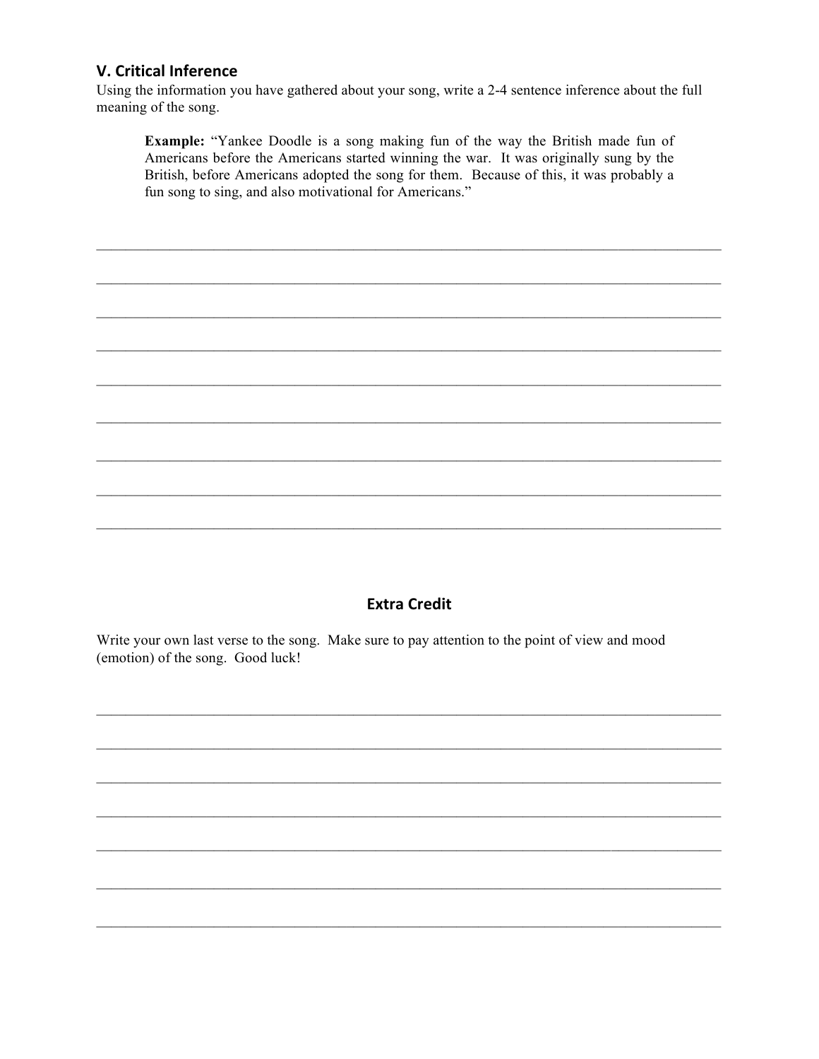## V. Critical Inference

Using the information you have gathered about your song, write a 2-4 sentence inference about the full meaning of the song.

> **Example:** "Yankee Doodle is a song making fun of the way the British made fun of Americans before the Americans started winning the war. It was originally sung by the British, before Americans adopted the song for them. Because of this, it was probably a fun song to sing, and also motivational for Americans."

_______________________________________________________________________________

_______________________________________________________________________________

_______________________________________________________________________________

_______________________________________________________________________________

_______________________________________________________________________________

_______________________________________________________________________________

_______________________________________________________________________________

_______________________________________________________________________________

_______________________________________________________________________________

## Extra Credit

Write your own last verse to the song. Make sure to pay attention to the point of view and mood (emotion) of the song. Good luck!

_______________________________________________________________________________

_______________________________________________________________________________

_______________________________________________________________________________

_______________________________________________________________________________

_______________________________________________________________________________

_______________________________________________________________________________

_______________________________________________________________________________